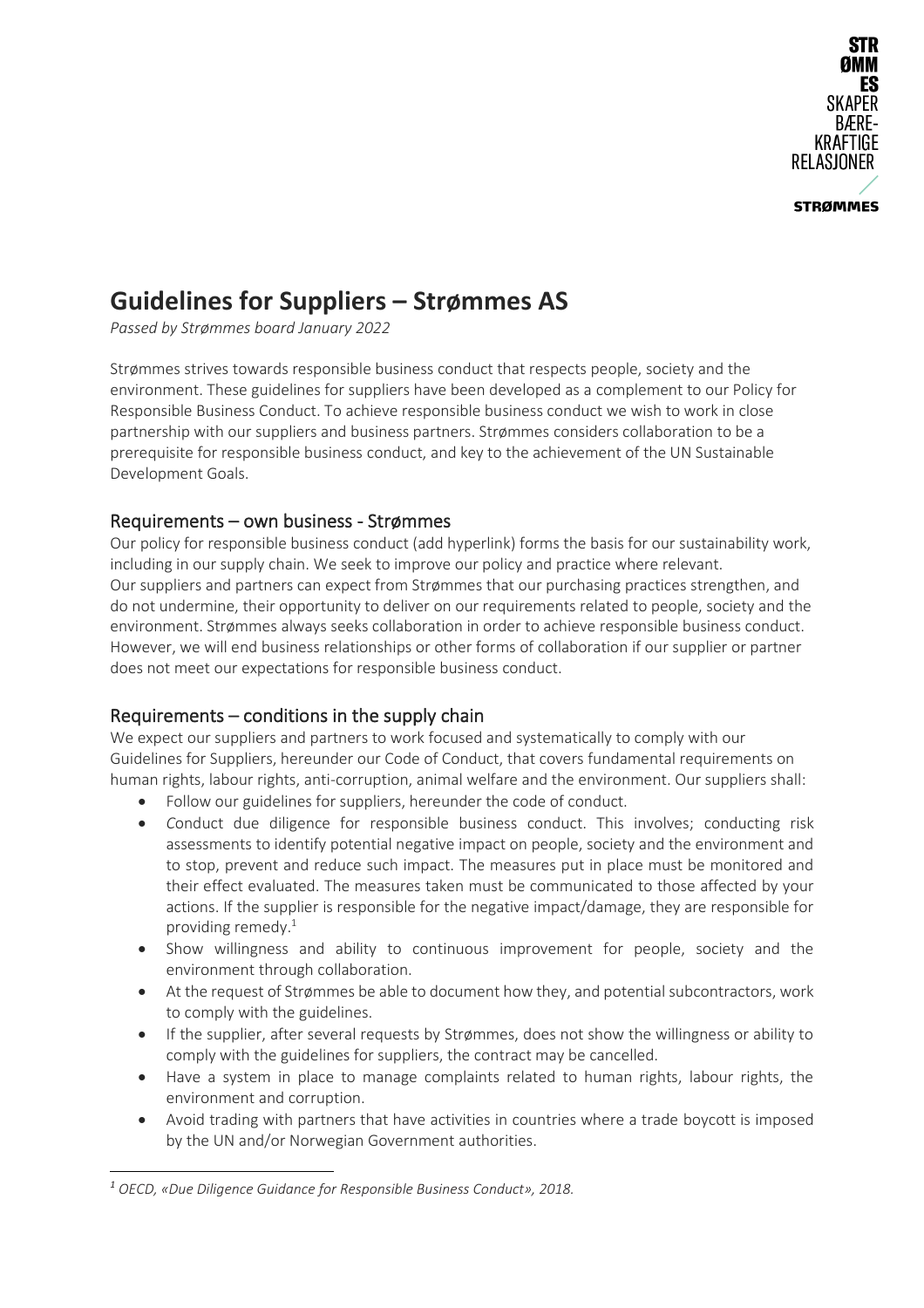STR
ØMM
ES
SKAPER
BÆRE-
KRAFTIGE
RELASJONER

**STRØMMES**

# Guidelines for Suppliers – Strømmes AS

*Passed by Strømmes board January 2022*

Strømmes strives towards responsible business conduct that respects people, society and the environment. These guidelines for suppliers have been developed as a complement to our Policy for Responsible Business Conduct. To achieve responsible business conduct we wish to work in close partnership with our suppliers and business partners. Strømmes considers collaboration to be a prerequisite for responsible business conduct, and key to the achievement of the UN Sustainable Development Goals.

## Requirements – own business - Strømmes

Our policy for responsible business conduct (add hyperlink) forms the basis for our sustainability work, including in our supply chain. We seek to improve our policy and practice where relevant.
Our suppliers and partners can expect from Strømmes that our purchasing practices strengthen, and do not undermine, their opportunity to deliver on our requirements related to people, society and the environment. Strømmes always seeks collaboration in order to achieve responsible business conduct. However, we will end business relationships or other forms of collaboration if our supplier or partner does not meet our expectations for responsible business conduct.

## Requirements – conditions in the supply chain

We expect our suppliers and partners to work focused and systematically to comply with our Guidelines for Suppliers, hereunder our Code of Conduct, that covers fundamental requirements on human rights, labour rights, anti-corruption, animal welfare and the environment. Our suppliers shall:

- Follow our guidelines for suppliers, hereunder the code of conduct.
- *C*onduct due diligence for responsible business conduct. This involves; conducting risk assessments to identify potential negative impact on people, society and the environment and to stop, prevent and reduce such impact. The measures put in place must be monitored and their effect evaluated. The measures taken must be communicated to those affected by your actions. If the supplier is responsible for the negative impact/damage, they are responsible for providing remedy.[1]
- Show willingness and ability to continuous improvement for people, society and the environment through collaboration.
- At the request of Strømmes be able to document how they, and potential subcontractors, work to comply with the guidelines.
- If the supplier, after several requests by Strømmes, does not show the willingness or ability to comply with the guidelines for suppliers, the contract may be cancelled.
- Have a system in place to manage complaints related to human rights, labour rights, the environment and corruption.
- Avoid trading with partners that have activities in countries where a trade boycott is imposed by the UN and/or Norwegian Government authorities.

---

[1] *OECD, «Due Diligence Guidance for Responsible Business Conduct», 2018.*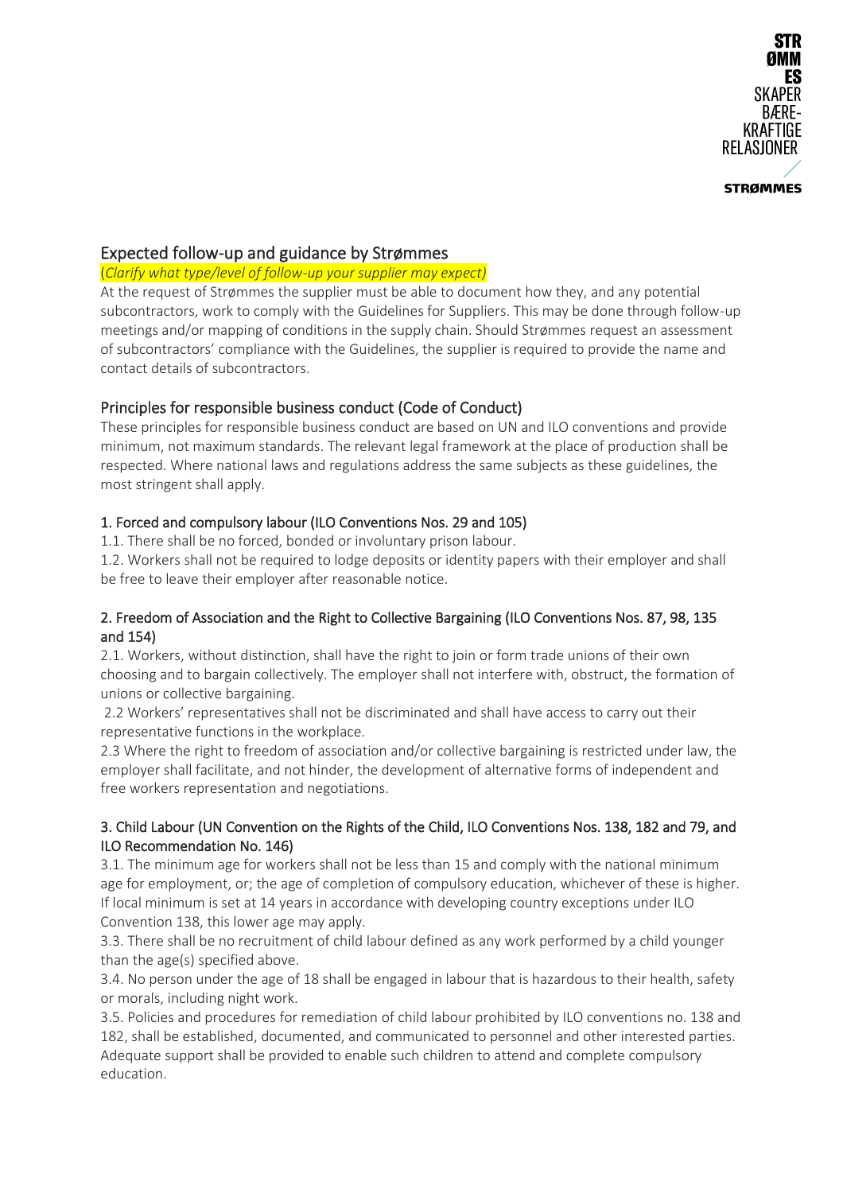## Expected follow-up and guidance by Strømmes

(*Clarify what type/level of follow-up your supplier may expect)*

At the request of Strømmes the supplier must be able to document how they, and any potential subcontractors, work to comply with the Guidelines for Suppliers. This may be done through follow-up meetings and/or mapping of conditions in the supply chain. Should Strømmes request an assessment of subcontractors' compliance with the Guidelines, the supplier is required to provide the name and contact details of subcontractors.

## Principles for responsible business conduct (Code of Conduct)

These principles for responsible business conduct are based on UN and ILO conventions and provide minimum, not maximum standards. The relevant legal framework at the place of production shall be respected. Where national laws and regulations address the same subjects as these guidelines, the most stringent shall apply.

### 1. Forced and compulsory labour (ILO Conventions Nos. 29 and 105)

1.1. There shall be no forced, bonded or involuntary prison labour.

1.2. Workers shall not be required to lodge deposits or identity papers with their employer and shall be free to leave their employer after reasonable notice.

### 2. Freedom of Association and the Right to Collective Bargaining (ILO Conventions Nos. 87, 98, 135 and 154)

2.1. Workers, without distinction, shall have the right to join or form trade unions of their own choosing and to bargain collectively. The employer shall not interfere with, obstruct, the formation of unions or collective bargaining.

2.2 Workers' representatives shall not be discriminated and shall have access to carry out their representative functions in the workplace.

2.3 Where the right to freedom of association and/or collective bargaining is restricted under law, the employer shall facilitate, and not hinder, the development of alternative forms of independent and free workers representation and negotiations.

### 3. Child Labour (UN Convention on the Rights of the Child, ILO Conventions Nos. 138, 182 and 79, and ILO Recommendation No. 146)

3.1. The minimum age for workers shall not be less than 15 and comply with the national minimum age for employment, or; the age of completion of compulsory education, whichever of these is higher. If local minimum is set at 14 years in accordance with developing country exceptions under ILO Convention 138, this lower age may apply.

3.3. There shall be no recruitment of child labour defined as any work performed by a child younger than the age(s) specified above.

3.4. No person under the age of 18 shall be engaged in labour that is hazardous to their health, safety or morals, including night work.

3.5. Policies and procedures for remediation of child labour prohibited by ILO conventions no. 138 and 182, shall be established, documented, and communicated to personnel and other interested parties. Adequate support shall be provided to enable such children to attend and complete compulsory education.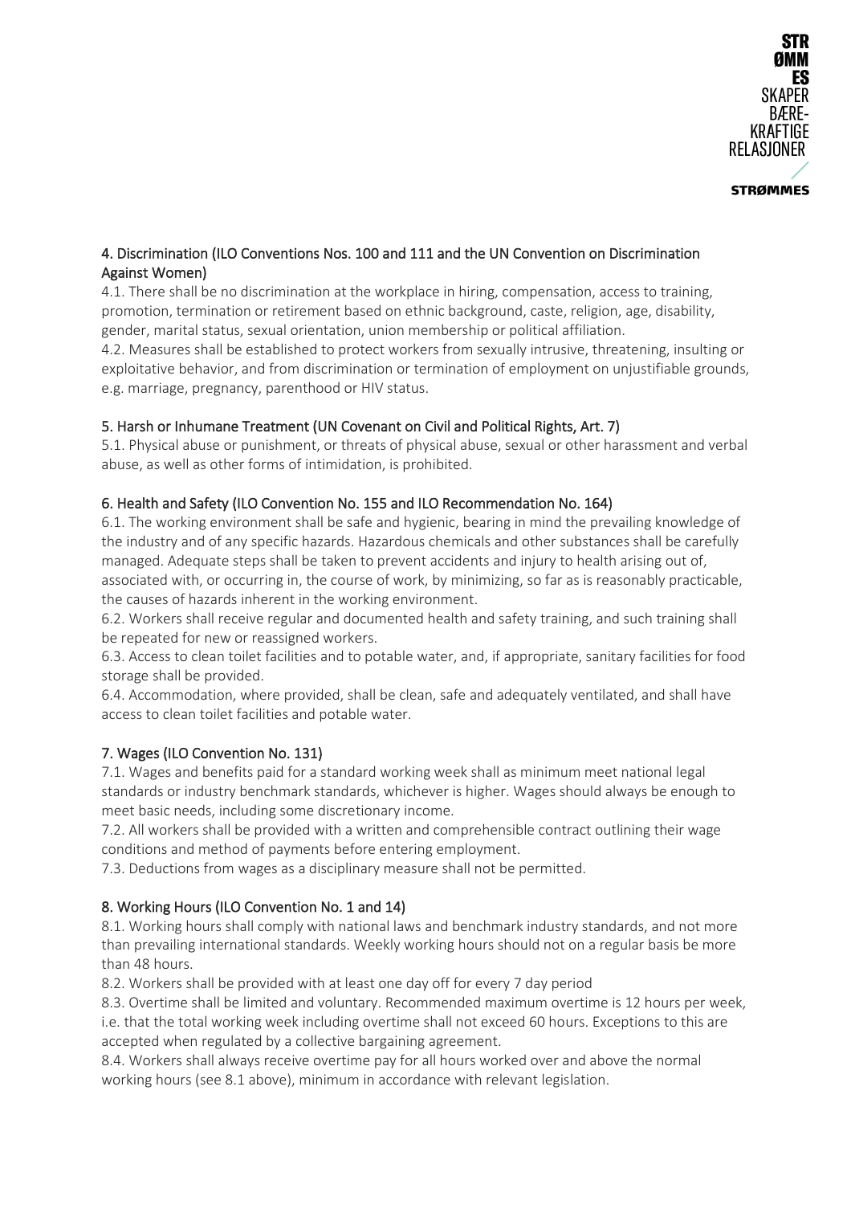## 4. Discrimination (ILO Conventions Nos. 100 and 111 and the UN Convention on Discrimination Against Women)

4.1. There shall be no discrimination at the workplace in hiring, compensation, access to training, promotion, termination or retirement based on ethnic background, caste, religion, age, disability, gender, marital status, sexual orientation, union membership or political affiliation.

4.2. Measures shall be established to protect workers from sexually intrusive, threatening, insulting or exploitative behavior, and from discrimination or termination of employment on unjustifiable grounds, e.g. marriage, pregnancy, parenthood or HIV status.

## 5. Harsh or Inhumane Treatment (UN Covenant on Civil and Political Rights, Art. 7)

5.1. Physical abuse or punishment, or threats of physical abuse, sexual or other harassment and verbal abuse, as well as other forms of intimidation, is prohibited.

## 6. Health and Safety (ILO Convention No. 155 and ILO Recommendation No. 164)

6.1. The working environment shall be safe and hygienic, bearing in mind the prevailing knowledge of the industry and of any specific hazards. Hazardous chemicals and other substances shall be carefully managed. Adequate steps shall be taken to prevent accidents and injury to health arising out of, associated with, or occurring in, the course of work, by minimizing, so far as is reasonably practicable, the causes of hazards inherent in the working environment.

6.2. Workers shall receive regular and documented health and safety training, and such training shall be repeated for new or reassigned workers.

6.3. Access to clean toilet facilities and to potable water, and, if appropriate, sanitary facilities for food storage shall be provided.

6.4. Accommodation, where provided, shall be clean, safe and adequately ventilated, and shall have access to clean toilet facilities and potable water.

## 7. Wages (ILO Convention No. 131)

7.1. Wages and benefits paid for a standard working week shall as minimum meet national legal standards or industry benchmark standards, whichever is higher. Wages should always be enough to meet basic needs, including some discretionary income.

7.2. All workers shall be provided with a written and comprehensible contract outlining their wage conditions and method of payments before entering employment.

7.3. Deductions from wages as a disciplinary measure shall not be permitted.

## 8. Working Hours (ILO Convention No. 1 and 14)

8.1. Working hours shall comply with national laws and benchmark industry standards, and not more than prevailing international standards. Weekly working hours should not on a regular basis be more than 48 hours.

8.2. Workers shall be provided with at least one day off for every 7 day period

8.3. Overtime shall be limited and voluntary. Recommended maximum overtime is 12 hours per week, i.e. that the total working week including overtime shall not exceed 60 hours. Exceptions to this are accepted when regulated by a collective bargaining agreement.

8.4. Workers shall always receive overtime pay for all hours worked over and above the normal working hours (see 8.1 above), minimum in accordance with relevant legislation.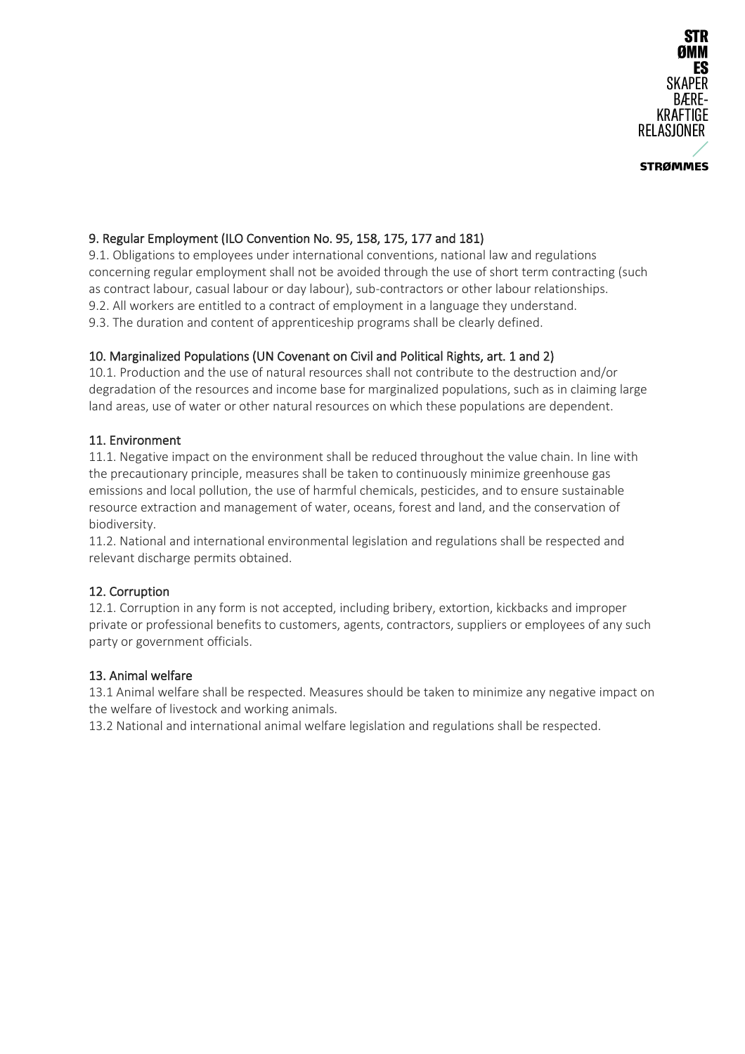## 9. Regular Employment (ILO Convention No. 95, 158, 175, 177 and 181)

9.1. Obligations to employees under international conventions, national law and regulations concerning regular employment shall not be avoided through the use of short term contracting (such as contract labour, casual labour or day labour), sub-contractors or other labour relationships.
9.2. All workers are entitled to a contract of employment in a language they understand.
9.3. The duration and content of apprenticeship programs shall be clearly defined.

## 10. Marginalized Populations (UN Covenant on Civil and Political Rights, art. 1 and 2)

10.1. Production and the use of natural resources shall not contribute to the destruction and/or degradation of the resources and income base for marginalized populations, such as in claiming large land areas, use of water or other natural resources on which these populations are dependent.

## 11. Environment

11.1. Negative impact on the environment shall be reduced throughout the value chain. In line with the precautionary principle, measures shall be taken to continuously minimize greenhouse gas emissions and local pollution, the use of harmful chemicals, pesticides, and to ensure sustainable resource extraction and management of water, oceans, forest and land, and the conservation of biodiversity.
11.2. National and international environmental legislation and regulations shall be respected and relevant discharge permits obtained.

## 12. Corruption

12.1. Corruption in any form is not accepted, including bribery, extortion, kickbacks and improper private or professional benefits to customers, agents, contractors, suppliers or employees of any such party or government officials.

## 13. Animal welfare

13.1 Animal welfare shall be respected. Measures should be taken to minimize any negative impact on the welfare of livestock and working animals.
13.2 National and international animal welfare legislation and regulations shall be respected.